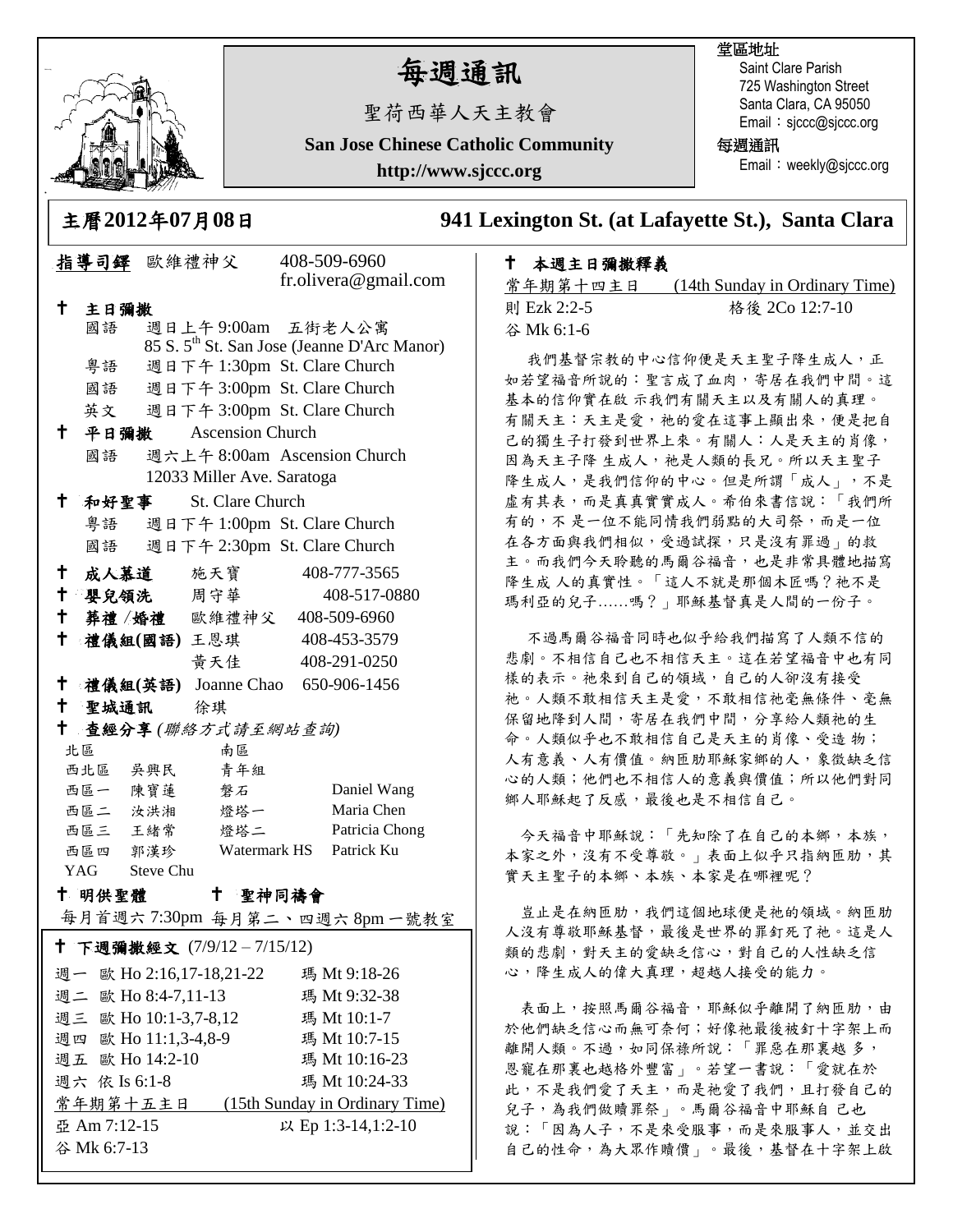# 每週通訊

聖荷西華人天主教會

**San Jose Chinese Catholic Community**

**http://www.sjccc.org**

堂區地址
Saint Clare Parish
725 Washington Street
Santa Clara, CA 95050
Email：sjccc@sjccc.org

每週通訊
Email：weekly@sjccc.org

## 主曆2012年07月08日　　941 Lexington St. (at Lafayette St.), Santa Clara

**指導司鐸** 歐維禮神父　408-509-6960　fr.olivera@gmail.com

✝ **主日彌撒**
- 國語　週日上午 9:00am 五街老人公寓 85 S. 5th St. San Jose (Jeanne D'Arc Manor)
- 粵語　週日下午 1:30pm St. Clare Church
- 國語　週日下午 3:00pm St. Clare Church
- 英文　週日下午 3:00pm St. Clare Church

✝ **平日彌撒**　Ascension Church
- 國語　週六上午 8:00am Ascension Church 12033 Miller Ave. Saratoga

✝ **和好聖事**　St. Clare Church
- 粵語　週日下午 1:00pm St. Clare Church
- 國語　週日下午 2:30pm St. Clare Church

✝ **成人慕道**　施天寶　408-777-3565

✝ **嬰兒領洗**　周守華　408-517-0880

✝ **葬禮 /婚禮**　歐維禮神父　408-509-6960

✝ **禮儀組(國語)** 王恩琪　408-453-3579
　　黃天佳　408-291-0250

✝ **禮儀組(英語)** Joanne Chao　650-906-1456

✝ **聖城通訊**　徐琪

✝ **查經分享** *(聯絡方式請至網站查詢)*

| 北區 | | 南區 | |
|---|---|---|---|
| 西北區 | 吳興民 | 青年組 | |
| 西區一 | 陳寶蓮 | 磐石 | Daniel Wang |
| 西區二 | 汝洪湘 | 燈塔一 | Maria Chen |
| 西區三 | 王緒常 | 燈塔二 | Patricia Chong |
| 西區四 | 郭漢珍 | Watermark HS | Patrick Ku |
| YAG | Steve Chu | | |

✝ **明供聖體**　　✝ **聖神同禱會**

每月首週六 7:30pm 每月第二、四週六 8pm 一號教室

✝ **下週彌撒經文** (7/9/12 – 7/15/12)

| | | |
|---|---|---|
| 週一 | 歐 Ho 2:16,17-18,21-22 | 瑪 Mt 9:18-26 |
| 週二 | 歐 Ho 8:4-7,11-13 | 瑪 Mt 9:32-38 |
| 週三 | 歐 Ho 10:1-3,7-8,12 | 瑪 Mt 10:1-7 |
| 週四 | 歐 Ho 11:1,3-4,8-9 | 瑪 Mt 10:7-15 |
| 週五 | 歐 Ho 14:2-10 | 瑪 Mt 10:16-23 |
| 週六 | 依 Is 6:1-8 | 瑪 Mt 10:24-33 |

常年期第十五主日　(15th Sunday in Ordinary Time)
亞 Am 7:12-15　　以 Ep 1:3-14,1:2-10
谷 Mk 6:7-13

✝ **本週主日彌撒釋義**

常年期第十四主日　(14th Sunday in Ordinary Time)
則 Ezk 2:2-5　　格後 2Co 12:7-10
谷 Mk 6:1-6

我們基督宗教的中心信仰便是天主聖子降生成人，正如若望福音所說的：聖言成了血肉，寄居在我們中間。這基本的信仰實在啟 示我們有關天主以及有關人的真理。有關天主：天主是愛，祂的愛在這事上顯出來，便是把自己的獨生子打發到世界上來。有關人：人是天主的肖像，因為天主子降 生成人，祂是人類的長兄。所以天主聖子降生成人，是我們信仰的中心。但是所謂「成人」，不是虛有其表，而是真真實實成人。希伯來書信說：「我們所有的，不 是一位不能同情我們弱點的大司祭，而是一位在各方面與我們相似，受過試探，只是沒有罪過」的救主。而我們今天聆聽的馬爾谷福音，也是非常具體地描寫降生成 人的真實性。「這人不就是那個木匠嗎？祂不是瑪利亞的兒子……嗎？」耶穌基督真是人間的一份子。

不過馬爾谷福音同時也似乎給我們描寫了人類不信的悲劇。不相信自己也不相信天主。這在若望福音中也有同樣的表示。祂來到自己的領域，自己的人卻沒有接受祂。人類不敢相信天主是愛，不敢相信祂毫無條件、毫無保留地降到人間，寄居在我們中間，分享給人類祂的生命。人類似乎也不敢相信自己是天主的肖像、受造 物；人有意義、人有價值。納匝肋耶穌家鄉的人，象徵缺乏信心的人類；他們也不相信人的意義與價值；所以他們對同鄉人耶穌起了反感，最後也是不相信自己。

今天福音中耶穌說：「先知除了在自己的本鄉，本族，本家之外，沒有不受尊敬。」表面上似乎只指納匝肋，其實天主聖子的本鄉、本族、本家是在哪裡呢？

豈止是在納匝肋，我們這個地球便是祂的領域。納匝肋人沒有尊敬耶穌基督，最後是世界的罪釘死了祂。這是人類的悲劇，對天主的愛缺乏信心，對自己的人性缺乏信心，降生成人的偉大真理，超越人接受的能力。

表面上，按照馬爾谷福音，耶穌似乎離開了納匝肋，由於他們缺乏信心而無可奈何；好像祂最後被釘十字架上而離開人類。不過，如同保祿所說：「罪惡在那裏越 多，恩寵在那裏也越格外豐富」。若望一書說：「愛就在於此，不是我們愛了天主，而是祂愛了我們，且打發自己的兒子，為我們做贖罪祭」。馬爾谷福音中耶穌自 己也說：「因為人子，不是來受服事，而是來服事人，並交出自己的性命，為大眾作贖價」。最後，基督在十字架上啟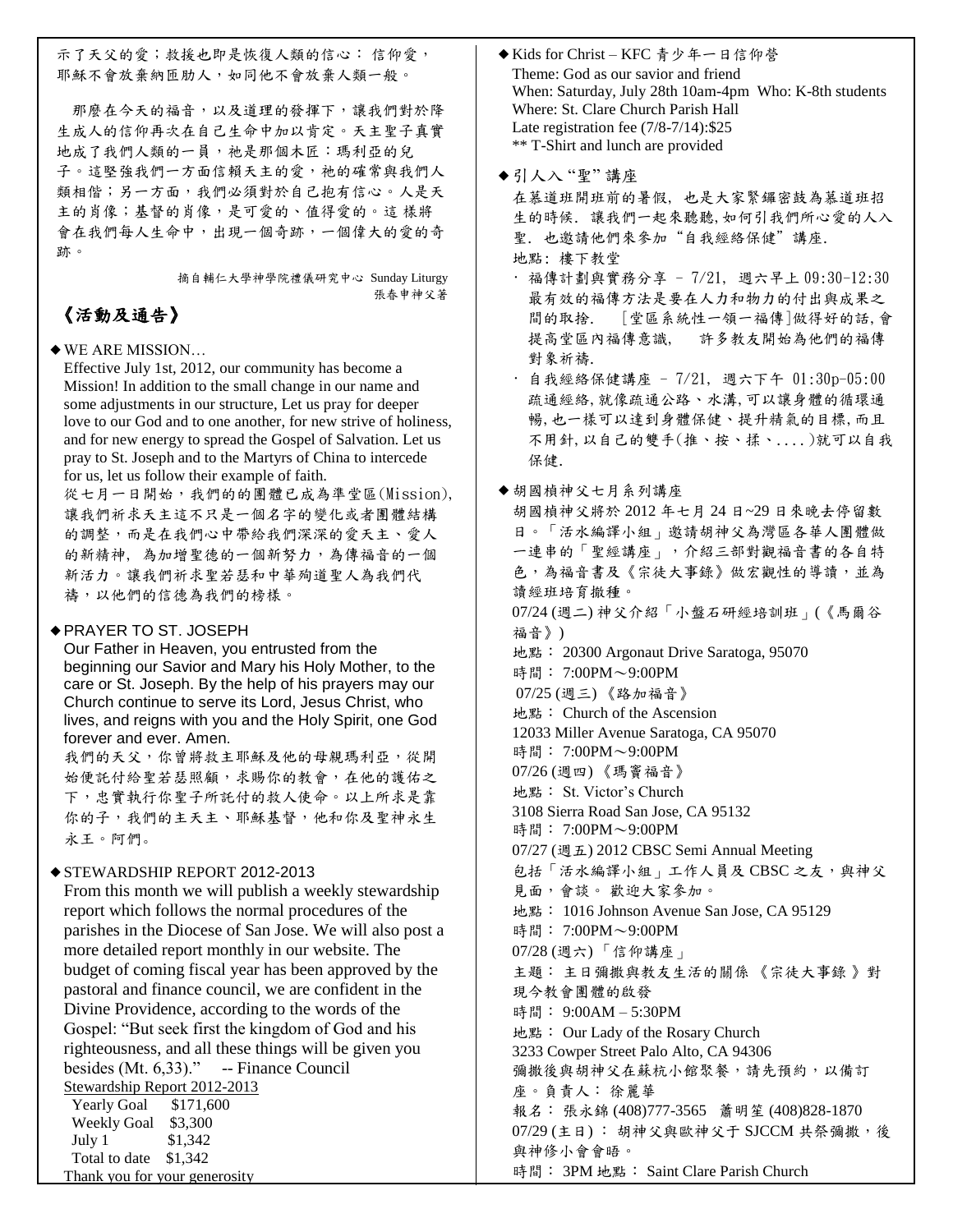示了天父的愛；救援也即是恢復人類的信心： 信仰愛，耶穌不會放棄納匝肋人，如同他不會放棄人類一般。

那麼在今天的福音，以及道理的發揮下，讓我們對於降生成人的信仰再次在自己生命中加以肯定。天主聖子真實地成了我們人類的一員，祂是那個木匠：瑪利亞的兒子。這堅強我們一方面信賴天主的愛，祂的確常與我們人類相偕；另一方面，我們必須對於自己抱有信心。人是天主的肖像；基督的肖像，是可愛的、值得愛的。這樣將會在我們每人生命中，出現一個奇跡，一個偉大的愛的奇跡。

摘自輔仁大學神學院禮儀研究中心 Sunday Liturgy
張春申神父著

## 《活動及通告》

◆WE ARE MISSION…

Effective July 1st, 2012, our community has become a Mission! In addition to the small change in our name and some adjustments in our structure, Let us pray for deeper love to our God and to one another, for new strive of holiness, and for new energy to spread the Gospel of Salvation. Let us pray to St. Joseph and to the Martyrs of China to intercede for us, let us follow their example of faith.

從七月一日開始，我們的的團體已成為準堂區(Mission)，讓我們祈求天主這不只是一個名字的變化或者團體結構的調整，而是在我們心中帶給我們深深的愛天主、愛人的新精神，為加增聖德的一個新努力，為傳福音的一個新活力。讓我們祈求聖若瑟和中華殉道聖人為我們代禱，以他們的信德為我們的榜樣。

◆PRAYER TO ST. JOSEPH

Our Father in Heaven, you entrusted from the beginning our Savior and Mary his Holy Mother, to the care or St. Joseph. By the help of his prayers may our Church continue to serve its Lord, Jesus Christ, who lives, and reigns with you and the Holy Spirit, one God forever and ever. Amen.

我們的天父，你曾將救主耶穌及他的母親瑪利亞，從開始便託付給聖若瑟照顧，求賜你的教會，在他的護佑之下，忠實執行你聖子所託付的救人使命。以上所求是靠你的子，我們的主天主、耶穌基督，他和你及聖神永生永王。阿們。

◆STEWARDSHIP REPORT 2012-2013

From this month we will publish a weekly stewardship report which follows the normal procedures of the parishes in the Diocese of San Jose. We will also post a more detailed report monthly in our website. The budget of coming fiscal year has been approved by the pastoral and finance council, we are confident in the Divine Providence, according to the words of the Gospel: "But seek first the kingdom of God and his righteousness, and all these things will be given you besides (Mt. 6,33)." -- Finance Council

Stewardship Report 2012-2013

| | |
|---|---|
| Yearly Goal | $171,600 |
| Weekly Goal | $3,300 |
| July 1 | $1,342 |
| Total to date | $1,342 |

Thank you for your generosity

◆Kids for Christ – KFC 青少年一日信仰營

Theme: God as our savior and friend

When: Saturday, July 28th 10am-4pm Who: K-8th students

Where: St. Clare Church Parish Hall

Late registration fee (7/8-7/14):$25

** T-Shirt and lunch are provided

◆引人入"聖"講座

在慕道班開班前的暑假，也是大家緊鑼密鼓為慕道班招生的時候．讓我們一起來聽聽，如何引我們所心愛的人入聖．也邀請他們來參加"自我經絡保健"講座．

地點：樓下教堂

- 福傳計劃與實務分享 – 7/21，週六早上 09:30-12:30 最有效的福傳方法是要在人力和物力的付出與成果之間的取捨．［堂區系統性一領一福傳］做得好的話，會提高堂區內福傳意識，許多教友開始為他們的福傳對象祈禱．
- 自我經絡保健講座 – 7/21，週六下午 01:30p-05:00 疏通經絡，就像疏通公路、水溝，可以讓身體的循環通暢，也一樣可以達到身體保健、提升精氣的目標，而且不用針，以自己的雙手(推、按、揉、....)就可以自我保健．

◆胡國楨神父七月系列講座

胡國楨神父將於 2012 年七月 24 日~29 日來晚去停留數日。「活水編譯小組」邀請胡神父為灣區各華人團體做一連串的「聖經講座」，介紹三部對觀福音書的各自特色，為福音書及《宗徒大事錄》做宏觀性的導讀，並為讀經班培育撒種。

07/24 (週二) 神父介紹「小盤石研經培訓班」(《馬爾谷福音》)

地點： 20300 Argonaut Drive Saratoga, 95070

時間： 7:00PM～9:00PM

07/25 (週三) 《路加福音》

地點： Church of the Ascension

12033 Miller Avenue Saratoga, CA 95070

時間： 7:00PM～9:00PM

07/26 (週四) 《瑪竇福音》

地點： St. Victor's Church

3108 Sierra Road San Jose, CA 95132

時間： 7:00PM～9:00PM

07/27 (週五) 2012 CBSC Semi Annual Meeting

包括「活水編譯小組」工作人員及 CBSC 之友，與神父見面，會談。歡迎大家參加。

地點： 1016 Johnson Avenue San Jose, CA 95129

時間： 7:00PM～9:00PM

07/28 (週六) 「信仰講座」

主題： 主日彌撒與教友生活的關係 《宗徒大事錄》對現今教會團體的啟發

時間： 9:00AM – 5:30PM

地點： Our Lady of the Rosary Church

3233 Cowper Street Palo Alto, CA 94306

彌撒後與胡神父在蘇杭小館聚餐，請先預約，以備訂座。負責人： 徐麗華

報名： 張永錦 (408)777-3565 蕭明笙 (408)828-1870

07/29 (主日) ： 胡神父與歐神父于 SJCCM 共祭彌撒，後與神修小會會晤。

時間： 3PM 地點： Saint Clare Parish Church